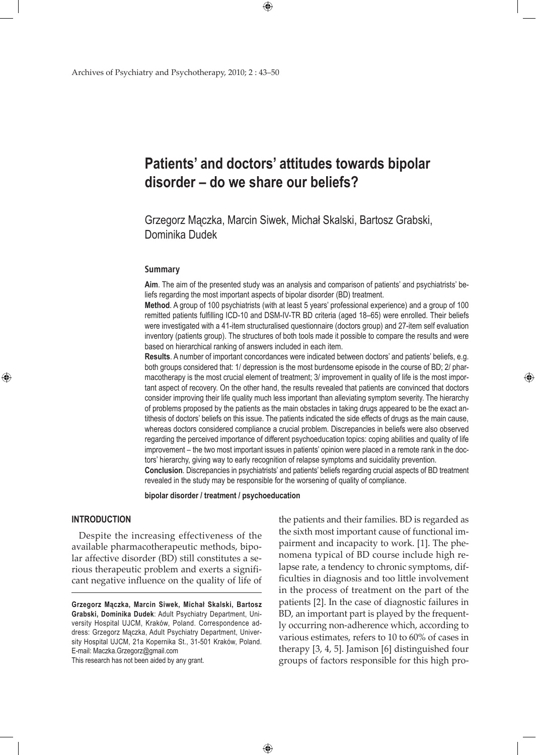# Patients' and doctors' attitudes towards bipolar disorder – do we share our beliefs?

Grzegorz Mączka, Marcin Siwek, Michał Skalski, Bartosz Grabski, Dominika Dudek

## Summary

**Aim**. The aim of the presented study was an analysis and comparison of patients' and psychiatrists' beliefs regarding the most important aspects of bipolar disorder (BD) treatment.

**Method**. A group of 100 psychiatrists (with at least 5 years' professional experience) and a group of 100 remitted patients fulfilling ICD-10 and DSM-IV-TR BD criteria (aged 18–65) were enrolled. Their beliefs were investigated with a 41-item structuralised questionnaire (doctors group) and 27-item self evaluation inventory (patients group). The structures of both tools made it possible to compare the results and were based on hierarchical ranking of answers included in each item.

**Results**. A number of important concordances were indicated between doctors' and patients' beliefs, e.g. both groups considered that: 1/ depression is the most burdensome episode in the course of BD; 2/ pharmacotherapy is the most crucial element of treatment; 3/ improvement in quality of life is the most important aspect of recovery. On the other hand, the results revealed that patients are convinced that doctors consider improving their life quality much less important than alleviating symptom severity. The hierarchy of problems proposed by the patients as the main obstacles in taking drugs appeared to be the exact antithesis of doctors' beliefs on this issue. The patients indicated the side effects of drugs as the main cause, whereas doctors considered compliance a crucial problem. Discrepancies in beliefs were also observed regarding the perceived importance of different psychoeducation topics: coping abilities and quality of life improvement – the two most important issues in patients' opinion were placed in a remote rank in the doctors' hierarchy, giving way to early recognition of relapse symptoms and suicidality prevention.

**Conclusion**. Discrepancies in psychiatrists' and patients' beliefs regarding crucial aspects of BD treatment revealed in the study may be responsible for the worsening of quality of compliance.

**bipolar disorder / treatment / psychoeducation**

## INTRODUCTION

Despite the increasing effectiveness of the available pharmacotherapeutic methods, bipolar affective disorder (BD) still constitutes a serious therapeutic problem and exerts a significant negative influence on the quality of life of the patients and their families. BD is regarded as the sixth most important cause of functional impairment and incapacity to work. [1]. The phenomena typical of BD course include high relapse rate, a tendency to chronic symptoms, difficulties in diagnosis and too little involvement in the process of treatment on the part of the patients [2]. In the case of diagnostic failures in BD, an important part is played by the frequently occurring non-adherence which, according to various estimates, refers to 10 to 60% of cases in therapy [3, 4, 5]. Jamison [6] distinguished four groups of factors responsible for this high pro-

**Grzegorz Mączka, Marcin Siwek, Michał Skalski, Bartosz Grabski, Dominika Dudek**: Adult Psychiatry Department, University Hospital UJCM, Kraków, Poland. Correspondence address: Grzegorz Mączka, Adult Psychiatry Department, University Hospital UJCM, 21a Kopernika St., 31-501 Kraków, Poland. E-mail: Maczka.Grzegorz@gmail.com

This research has not been aided by any grant.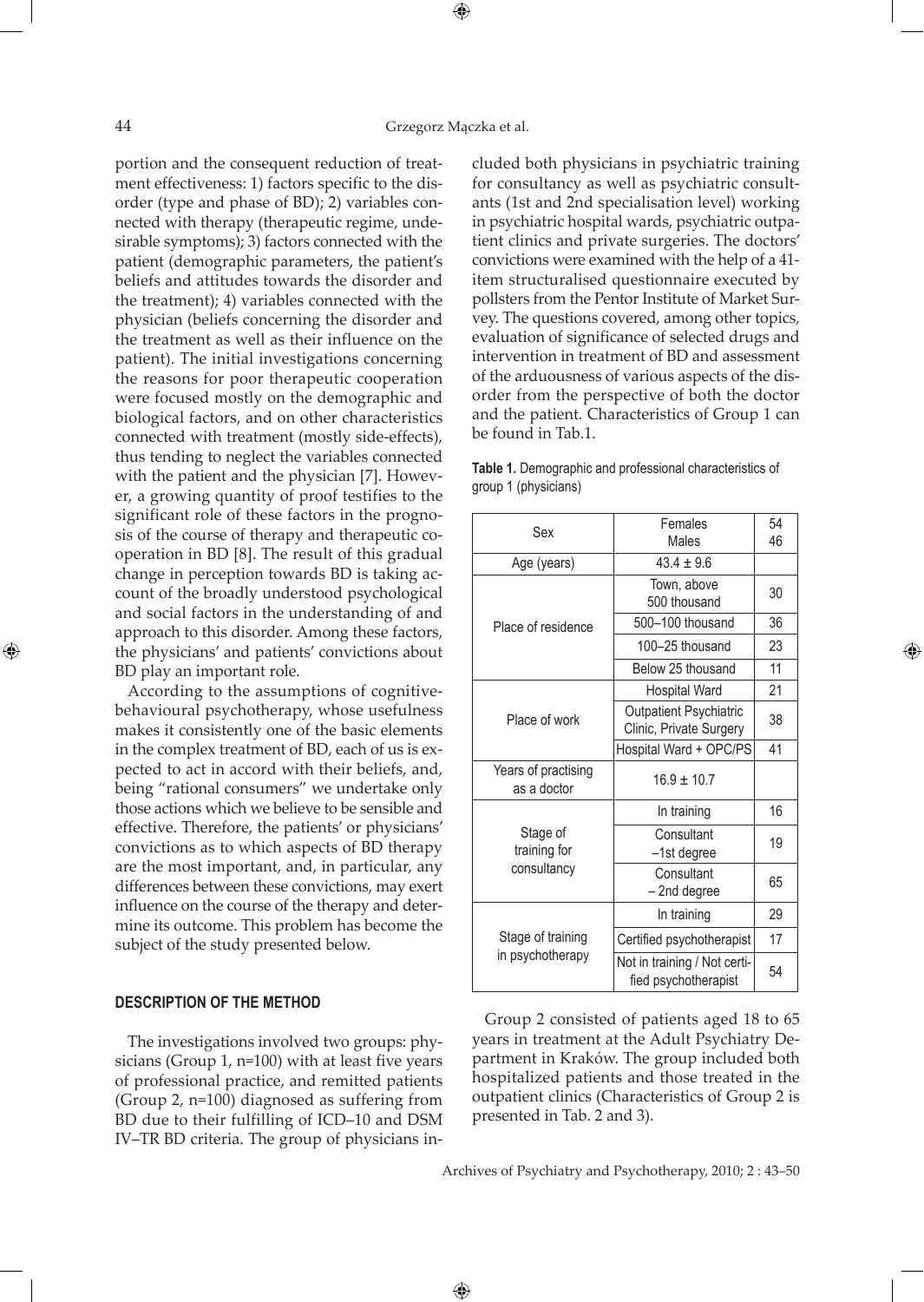portion and the consequent reduction of treatment effectiveness: 1) factors specific to the disorder (type and phase of BD); 2) variables connected with therapy (therapeutic regime, undesirable symptoms); 3) factors connected with the patient (demographic parameters, the patient's beliefs and attitudes towards the disorder and the treatment); 4) variables connected with the physician (beliefs concerning the disorder and the treatment as well as their influence on the patient). The initial investigations concerning the reasons for poor therapeutic cooperation were focused mostly on the demographic and biological factors, and on other characteristics connected with treatment (mostly side-effects), thus tending to neglect the variables connected with the patient and the physician [7]. However, a growing quantity of proof testifies to the significant role of these factors in the prognosis of the course of therapy and therapeutic cooperation in BD [8]. The result of this gradual change in perception towards BD is taking account of the broadly understood psychological and social factors in the understanding of and approach to this disorder. Among these factors, the physicians' and patients' convictions about BD play an important role.

According to the assumptions of cognitive-behavioural psychotherapy, whose usefulness makes it consistently one of the basic elements in the complex treatment of BD, each of us is expected to act in accord with their beliefs, and, being "rational consumers" we undertake only those actions which we believe to be sensible and effective. Therefore, the patients' or physicians' convictions as to which aspects of BD therapy are the most important, and, in particular, any differences between these convictions, may exert influence on the course of the therapy and determine its outcome. This problem has become the subject of the study presented below.

## DESCRIPTION OF THE METHOD

The investigations involved two groups: physicians (Group 1, n=100) with at least five years of professional practice, and remitted patients (Group 2, n=100) diagnosed as suffering from BD due to their fulfilling of ICD–10 and DSM IV–TR BD criteria. The group of physicians included both physicians in psychiatric training for consultancy as well as psychiatric consultants (1st and 2nd specialisation level) working in psychiatric hospital wards, psychiatric outpatient clinics and private surgeries. The doctors' convictions were examined with the help of a 41-item structuralised questionnaire executed by pollsters from the Pentor Institute of Market Survey. The questions covered, among other topics, evaluation of significance of selected drugs and intervention in treatment of BD and assessment of the arduousness of various aspects of the disorder from the perspective of both the doctor and the patient. Characteristics of Group 1 can be found in Tab.1.

**Table 1.** Demographic and professional characteristics of group 1 (physicians)

| | | |
|---|---|---|
| Sex | Females<br>Males | 54<br>46 |
| Age (years) | 43.4 ± 9.6 | |
| Place of residence | Town, above 500 thousand | 30 |
| | 500–100 thousand | 36 |
| | 100–25 thousand | 23 |
| | Below 25 thousand | 11 |
| Place of work | Hospital Ward | 21 |
| | Outpatient Psychiatric Clinic, Private Surgery | 38 |
| | Hospital Ward + OPC/PS | 41 |
| Years of practising as a doctor | 16.9 ± 10.7 | |
| Stage of training for consultancy | In training | 16 |
| | Consultant –1st degree | 19 |
| | Consultant – 2nd degree | 65 |
| Stage of training in psychotherapy | In training | 29 |
| | Certified psychotherapist | 17 |
| | Not in training / Not certified psychotherapist | 54 |

Group 2 consisted of patients aged 18 to 65 years in treatment at the Adult Psychiatry Department in Kraków. The group included both hospitalized patients and those treated in the outpatient clinics (Characteristics of Group 2 is presented in Tab. 2 and 3).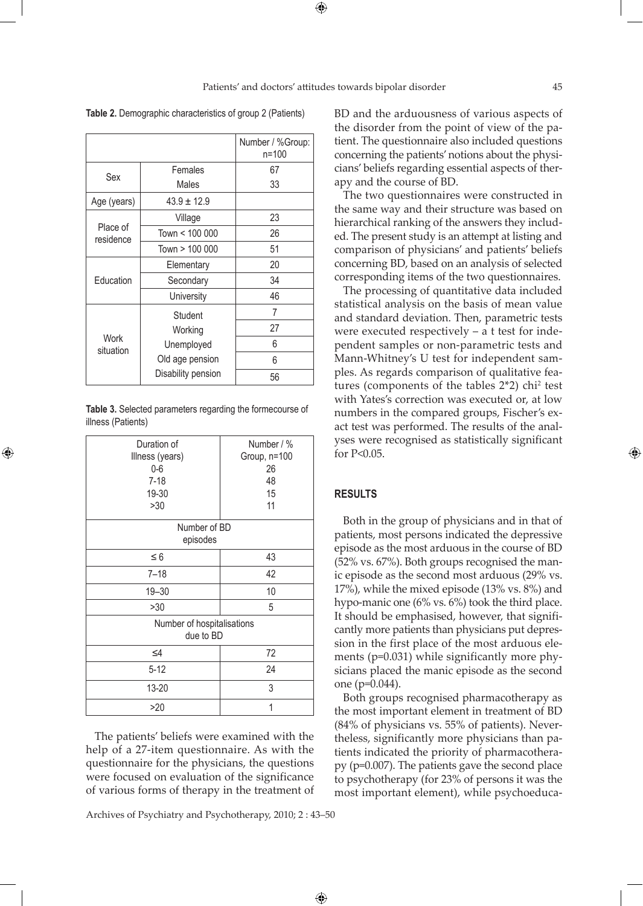**Table 2.** Demographic characteristics of group 2 (Patients)

| | | Number / %Group: n=100 |
|---|---|---|
| Sex | Females | 67 |
| | Males | 33 |
| Age (years) | 43.9 ± 12.9 | |
| Place of residence | Village | 23 |
| | Town < 100 000 | 26 |
| | Town > 100 000 | 51 |
| Education | Elementary | 20 |
| | Secondary | 34 |
| | University | 46 |
| Work situation | Student | 7 |
| | Working | 27 |
| | Unemployed | 6 |
| | Old age pension | 6 |
| | Disability pension | 56 |

**Table 3.** Selected parameters regarding the formecourse of illness (Patients)

| Duration of Illness (years) | Number / % Group, n=100 |
|---|---|
| 0-6 | 26 |
| 7-18 | 48 |
| 19-30 | 15 |
| >30 | 11 |
| **Number of BD episodes** | |
| ≤ 6 | 43 |
| 7–18 | 42 |
| 19–30 | 10 |
| >30 | 5 |
| **Number of hospitalisations due to BD** | |
| ≤4 | 72 |
| 5-12 | 24 |
| 13-20 | 3 |
| >20 | 1 |

The patients' beliefs were examined with the help of a 27-item questionnaire. As with the questionnaire for the physicians, the questions were focused on evaluation of the significance of various forms of therapy in the treatment of BD and the arduousness of various aspects of the disorder from the point of view of the patient. The questionnaire also included questions concerning the patients' notions about the physicians' beliefs regarding essential aspects of therapy and the course of BD.

The two questionnaires were constructed in the same way and their structure was based on hierarchical ranking of the answers they included. The present study is an attempt at listing and comparison of physicians' and patients' beliefs concerning BD, based on an analysis of selected corresponding items of the two questionnaires.

The processing of quantitative data included statistical analysis on the basis of mean value and standard deviation. Then, parametric tests were executed respectively – a t test for independent samples or non-parametric tests and Mann-Whitney's U test for independent samples. As regards comparison of qualitative features (components of the tables 2*2) $chi^2$ test with Yates's correction was executed or, at low numbers in the compared groups, Fischer's exact test was performed. The results of the analyses were recognised as statistically significant for $P<0.05$.

## RESULTS

Both in the group of physicians and in that of patients, most persons indicated the depressive episode as the most arduous in the course of BD (52% vs. 67%). Both groups recognised the manic episode as the second most arduous (29% vs. 17%), while the mixed episode (13% vs. 8%) and hypo-manic one (6% vs. 6%) took the third place. It should be emphasised, however, that significantly more patients than physicians put depression in the first place of the most arduous elements ($p=0.031$) while significantly more physicians placed the manic episode as the second one ($p=0.044$).

Both groups recognised pharmacotherapy as the most important element in treatment of BD (84% of physicians vs. 55% of patients). Nevertheless, significantly more physicians than patients indicated the priority of pharmacotherapy ($p=0.007$). The patients gave the second place to psychotherapy (for 23% of persons it was the most important element), while psychoeduca-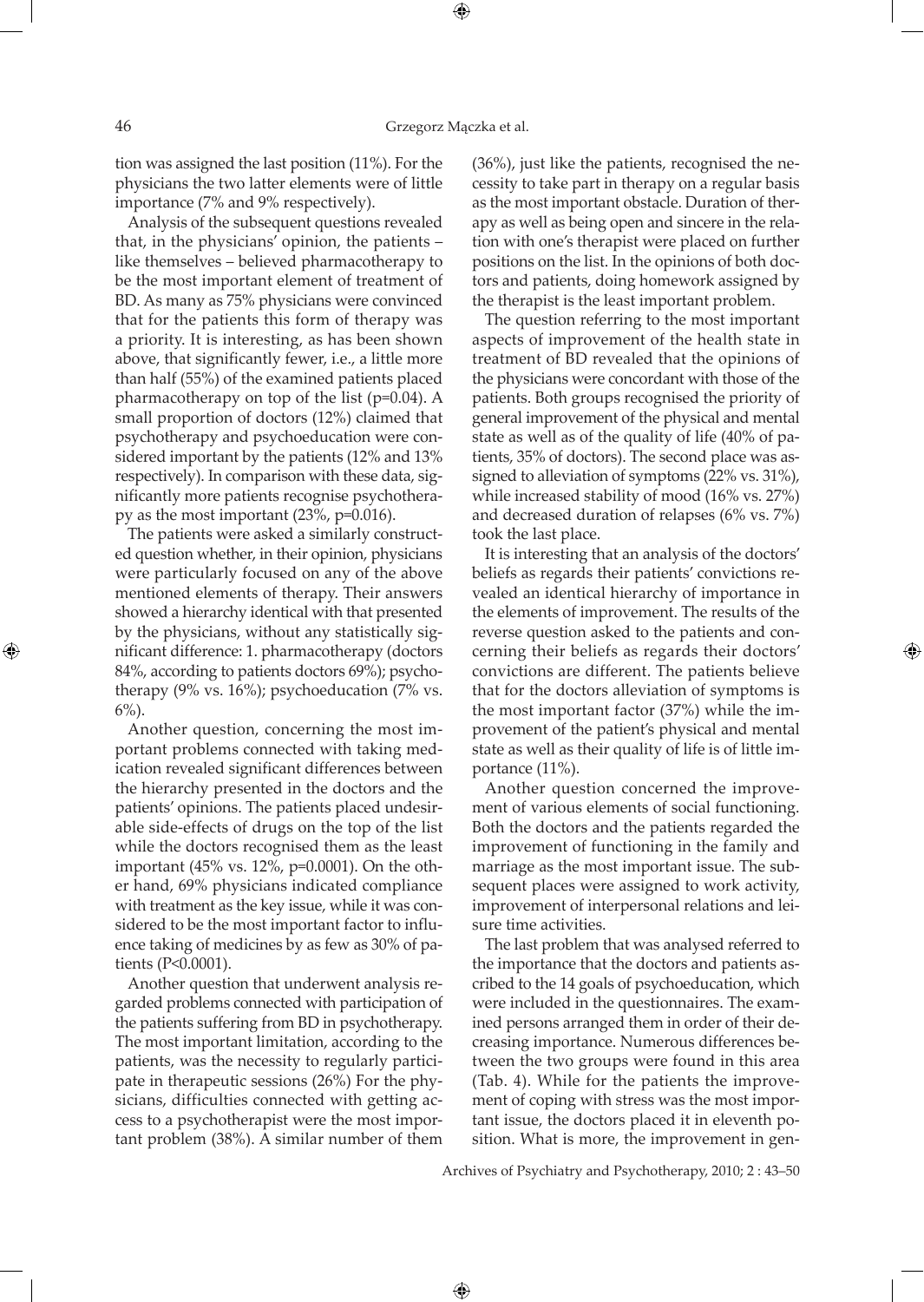tion was assigned the last position (11%). For the physicians the two latter elements were of little importance (7% and 9% respectively).

Analysis of the subsequent questions revealed that, in the physicians' opinion, the patients – like themselves – believed pharmacotherapy to be the most important element of treatment of BD. As many as 75% physicians were convinced that for the patients this form of therapy was a priority. It is interesting, as has been shown above, that significantly fewer, i.e., a little more than half (55%) of the examined patients placed pharmacotherapy on top of the list ($p=0.04$). A small proportion of doctors (12%) claimed that psychotherapy and psychoeducation were considered important by the patients (12% and 13% respectively). In comparison with these data, significantly more patients recognise psychotherapy as the most important (23%, $p=0.016$).

The patients were asked a similarly constructed question whether, in their opinion, physicians were particularly focused on any of the above mentioned elements of therapy. Their answers showed a hierarchy identical with that presented by the physicians, without any statistically significant difference: 1. pharmacotherapy (doctors 84%, according to patients doctors 69%); psychotherapy (9% vs. 16%); psychoeducation (7% vs. 6%).

Another question, concerning the most important problems connected with taking medication revealed significant differences between the hierarchy presented in the doctors and the patients' opinions. The patients placed undesirable side-effects of drugs on the top of the list while the doctors recognised them as the least important (45% vs. 12%, $p=0.0001$). On the other hand, 69% physicians indicated compliance with treatment as the key issue, while it was considered to be the most important factor to influence taking of medicines by as few as 30% of patients ($P<0.0001$).

Another question that underwent analysis regarded problems connected with participation of the patients suffering from BD in psychotherapy. The most important limitation, according to the patients, was the necessity to regularly participate in therapeutic sessions (26%) For the physicians, difficulties connected with getting access to a psychotherapist were the most important problem (38%). A similar number of them (36%), just like the patients, recognised the necessity to take part in therapy on a regular basis as the most important obstacle. Duration of therapy as well as being open and sincere in the relation with one's therapist were placed on further positions on the list. In the opinions of both doctors and patients, doing homework assigned by the therapist is the least important problem.

The question referring to the most important aspects of improvement of the health state in treatment of BD revealed that the opinions of the physicians were concordant with those of the patients. Both groups recognised the priority of general improvement of the physical and mental state as well as of the quality of life (40% of patients, 35% of doctors). The second place was assigned to alleviation of symptoms (22% vs. 31%), while increased stability of mood (16% vs. 27%) and decreased duration of relapses (6% vs. 7%) took the last place.

It is interesting that an analysis of the doctors' beliefs as regards their patients' convictions revealed an identical hierarchy of importance in the elements of improvement. The results of the reverse question asked to the patients and concerning their beliefs as regards their doctors' convictions are different. The patients believe that for the doctors alleviation of symptoms is the most important factor (37%) while the improvement of the patient's physical and mental state as well as their quality of life is of little importance (11%).

Another question concerned the improvement of various elements of social functioning. Both the doctors and the patients regarded the improvement of functioning in the family and marriage as the most important issue. The subsequent places were assigned to work activity, improvement of interpersonal relations and leisure time activities.

The last problem that was analysed referred to the importance that the doctors and patients ascribed to the 14 goals of psychoeducation, which were included in the questionnaires. The examined persons arranged them in order of their decreasing importance. Numerous differences between the two groups were found in this area (Tab. 4). While for the patients the improvement of coping with stress was the most important issue, the doctors placed it in eleventh position. What is more, the improvement in gen-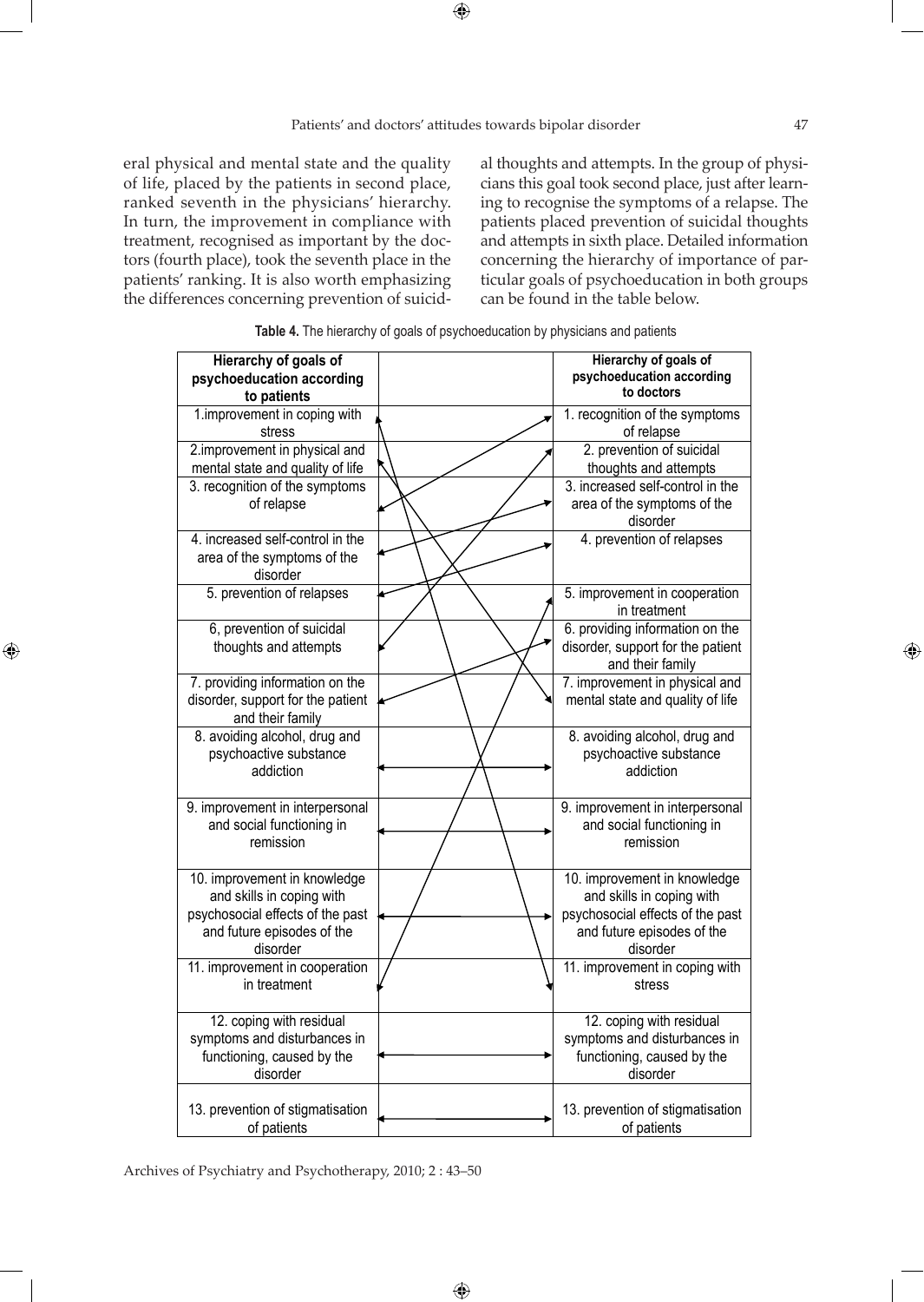eral physical and mental state and the quality of life, placed by the patients in second place, ranked seventh in the physicians' hierarchy. In turn, the improvement in compliance with treatment, recognised as important by the doctors (fourth place), took the seventh place in the patients' ranking. It is also worth emphasizing the differences concerning prevention of suicidal thoughts and attempts. In the group of physicians this goal took second place, just after learning to recognise the symptoms of a relapse. The patients placed prevention of suicidal thoughts and attempts in sixth place. Detailed information concerning the hierarchy of importance of particular goals of psychoeducation in both groups can be found in the table below.

**Table 4.** The hierarchy of goals of psychoeducation by physicians and patients

| Hierarchy of goals of psychoeducation according to patients | | Hierarchy of goals of psychoeducation according to doctors |
|---|---|---|
| 1.improvement in coping with stress | | 1. recognition of the symptoms of relapse |
| 2.improvement in physical and mental state and quality of life | | 2. prevention of suicidal thoughts and attempts |
| 3. recognition of the symptoms of relapse | | 3. increased self-control in the area of the symptoms of the disorder |
| 4. increased self-control in the area of the symptoms of the disorder | | 4. prevention of relapses |
| 5. prevention of relapses | | 5. improvement in cooperation in treatment |
| 6, prevention of suicidal thoughts and attempts | | 6. providing information on the disorder, support for the patient and their family |
| 7. providing information on the disorder, support for the patient and their family | | 7. improvement in physical and mental state and quality of life |
| 8. avoiding alcohol, drug and psychoactive substance addiction | ↔ | 8. avoiding alcohol, drug and psychoactive substance addiction |
| 9. improvement in interpersonal and social functioning in remission | ↔ | 9. improvement in interpersonal and social functioning in remission |
| 10. improvement in knowledge and skills in coping with psychosocial effects of the past and future episodes of the disorder | ↔ | 10. improvement in knowledge and skills in coping with psychosocial effects of the past and future episodes of the disorder |
| 11. improvement in cooperation in treatment | | 11. improvement in coping with stress |
| 12. coping with residual symptoms and disturbances in functioning, caused by the disorder | ↔ | 12. coping with residual symptoms and disturbances in functioning, caused by the disorder |
| 13. prevention of stigmatisation of patients | ↔ | 13. prevention of stigmatisation of patients |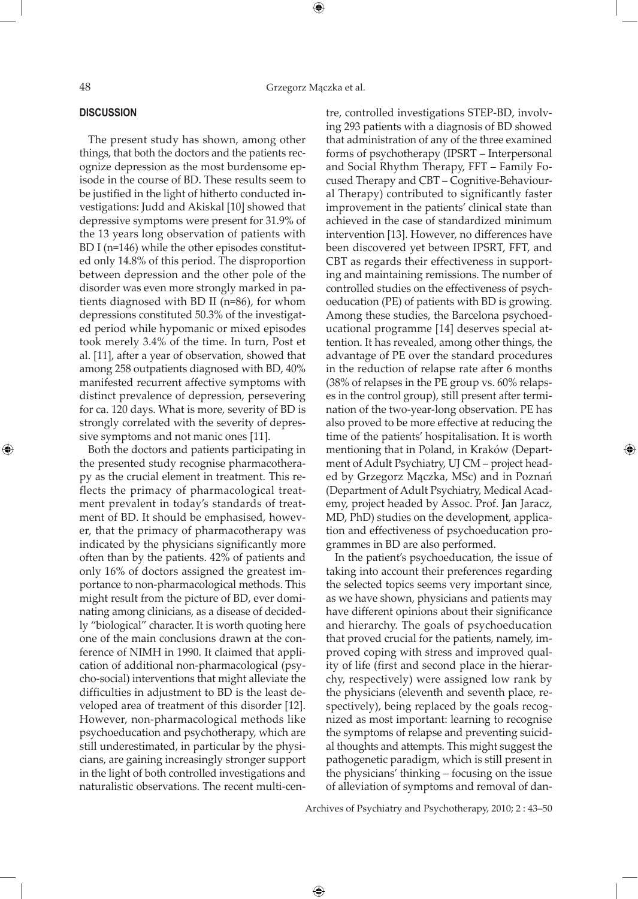## DISCUSSION

The present study has shown, among other things, that both the doctors and the patients recognize depression as the most burdensome episode in the course of BD. These results seem to be justified in the light of hitherto conducted investigations: Judd and Akiskal [10] showed that depressive symptoms were present for 31.9% of the 13 years long observation of patients with BD I (n=146) while the other episodes constituted only 14.8% of this period. The disproportion between depression and the other pole of the disorder was even more strongly marked in patients diagnosed with BD II (n=86), for whom depressions constituted 50.3% of the investigated period while hypomanic or mixed episodes took merely 3.4% of the time. In turn, Post et al. [11], after a year of observation, showed that among 258 outpatients diagnosed with BD, 40% manifested recurrent affective symptoms with distinct prevalence of depression, persevering for ca. 120 days. What is more, severity of BD is strongly correlated with the severity of depressive symptoms and not manic ones [11].

Both the doctors and patients participating in the presented study recognise pharmacotherapy as the crucial element in treatment. This reflects the primacy of pharmacological treatment prevalent in today's standards of treatment of BD. It should be emphasised, however, that the primacy of pharmacotherapy was indicated by the physicians significantly more often than by the patients. 42% of patients and only 16% of doctors assigned the greatest importance to non-pharmacological methods. This might result from the picture of BD, ever dominating among clinicians, as a disease of decidedly "biological" character. It is worth quoting here one of the main conclusions drawn at the conference of NIMH in 1990. It claimed that application of additional non-pharmacological (psycho-social) interventions that might alleviate the difficulties in adjustment to BD is the least developed area of treatment of this disorder [12]. However, non-pharmacological methods like psychoeducation and psychotherapy, which are still underestimated, in particular by the physicians, are gaining increasingly stronger support in the light of both controlled investigations and naturalistic observations. The recent multi-centre, controlled investigations STEP-BD, involving 293 patients with a diagnosis of BD showed that administration of any of the three examined forms of psychotherapy (IPSRT – Interpersonal and Social Rhythm Therapy, FFT – Family Focused Therapy and CBT – Cognitive-Behavioural Therapy) contributed to significantly faster improvement in the patients' clinical state than achieved in the case of standardized minimum intervention [13]. However, no differences have been discovered yet between IPSRT, FFT, and CBT as regards their effectiveness in supporting and maintaining remissions. The number of controlled studies on the effectiveness of psychoeducation (PE) of patients with BD is growing. Among these studies, the Barcelona psychoeducational programme [14] deserves special attention. It has revealed, among other things, the advantage of PE over the standard procedures in the reduction of relapse rate after 6 months (38% of relapses in the PE group vs. 60% relapses in the control group), still present after termination of the two-year-long observation. PE has also proved to be more effective at reducing the time of the patients' hospitalisation. It is worth mentioning that in Poland, in Kraków (Department of Adult Psychiatry, UJ CM – project headed by Grzegorz Mączka, MSc) and in Poznań (Department of Adult Psychiatry, Medical Academy, project headed by Assoc. Prof. Jan Jaracz, MD, PhD) studies on the development, application and effectiveness of psychoeducation programmes in BD are also performed.

In the patient's psychoeducation, the issue of taking into account their preferences regarding the selected topics seems very important since, as we have shown, physicians and patients may have different opinions about their significance and hierarchy. The goals of psychoeducation that proved crucial for the patients, namely, improved coping with stress and improved quality of life (first and second place in the hierarchy, respectively) were assigned low rank by the physicians (eleventh and seventh place, respectively), being replaced by the goals recognized as most important: learning to recognise the symptoms of relapse and preventing suicidal thoughts and attempts. This might suggest the pathogenetic paradigm, which is still present in the physicians' thinking – focusing on the issue of alleviation of symptoms and removal of dan-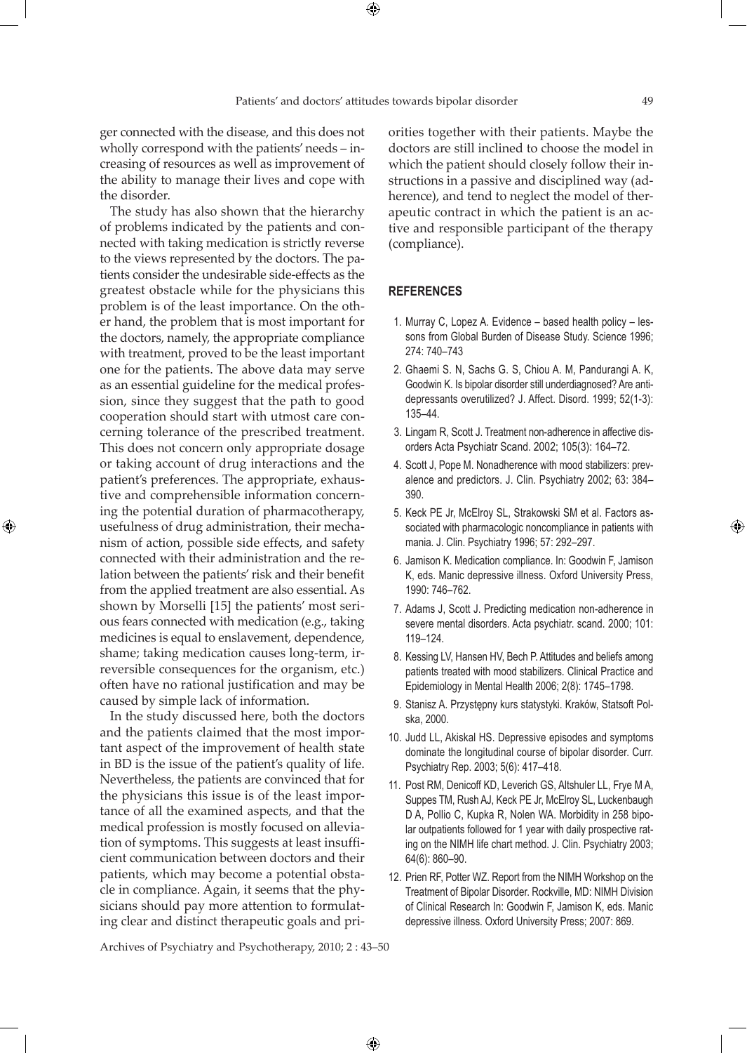ger connected with the disease, and this does not wholly correspond with the patients' needs – increasing of resources as well as improvement of the ability to manage their lives and cope with the disorder.

The study has also shown that the hierarchy of problems indicated by the patients and connected with taking medication is strictly reverse to the views represented by the doctors. The patients consider the undesirable side-effects as the greatest obstacle while for the physicians this problem is of the least importance. On the other hand, the problem that is most important for the doctors, namely, the appropriate compliance with treatment, proved to be the least important one for the patients. The above data may serve as an essential guideline for the medical profession, since they suggest that the path to good cooperation should start with utmost care concerning tolerance of the prescribed treatment. This does not concern only appropriate dosage or taking account of drug interactions and the patient's preferences. The appropriate, exhaustive and comprehensible information concerning the potential duration of pharmacotherapy, usefulness of drug administration, their mechanism of action, possible side effects, and safety connected with their administration and the relation between the patients' risk and their benefit from the applied treatment are also essential. As shown by Morselli [15] the patients' most serious fears connected with medication (e.g., taking medicines is equal to enslavement, dependence, shame; taking medication causes long-term, irreversible consequences for the organism, etc.) often have no rational justification and may be caused by simple lack of information.

In the study discussed here, both the doctors and the patients claimed that the most important aspect of the improvement of health state in BD is the issue of the patient's quality of life. Nevertheless, the patients are convinced that for the physicians this issue is of the least importance of all the examined aspects, and that the medical profession is mostly focused on alleviation of symptoms. This suggests at least insufficient communication between doctors and their patients, which may become a potential obstacle in compliance. Again, it seems that the physicians should pay more attention to formulating clear and distinct therapeutic goals and priorities together with their patients. Maybe the doctors are still inclined to choose the model in which the patient should closely follow their instructions in a passive and disciplined way (adherence), and tend to neglect the model of therapeutic contract in which the patient is an active and responsible participant of the therapy (compliance).

## REFERENCES

1. Murray C, Lopez A. Evidence – based health policy – lessons from Global Burden of Disease Study. Science 1996; 274: 740–743
2. Ghaemi S. N, Sachs G. S, Chiou A. M, Pandurangi A. K, Goodwin K. Is bipolar disorder still underdiagnosed? Are antidepressants overutilized? J. Affect. Disord. 1999; 52(1-3): 135–44.
3. Lingam R, Scott J. Treatment non-adherence in affective disorders Acta Psychiatr Scand. 2002; 105(3): 164–72.
4. Scott J, Pope M. Nonadherence with mood stabilizers: prevalence and predictors. J. Clin. Psychiatry 2002; 63: 384–390.
5. Keck PE Jr, McElroy SL, Strakowski SM et al. Factors associated with pharmacologic noncompliance in patients with mania. J. Clin. Psychiatry 1996; 57: 292–297.
6. Jamison K. Medication compliance. In: Goodwin F, Jamison K, eds. Manic depressive illness. Oxford University Press, 1990: 746–762.
7. Adams J, Scott J. Predicting medication non-adherence in severe mental disorders. Acta psychiatr. scand. 2000; 101: 119–124.
8. Kessing LV, Hansen HV, Bech P. Attitudes and beliefs among patients treated with mood stabilizers. Clinical Practice and Epidemiology in Mental Health 2006; 2(8): 1745–1798.
9. Stanisz A. Przystępny kurs statystyki. Kraków, Statsoft Polska, 2000.
10. Judd LL, Akiskal HS. Depressive episodes and symptoms dominate the longitudinal course of bipolar disorder. Curr. Psychiatry Rep. 2003; 5(6): 417–418.
11. Post RM, Denicoff KD, Leverich GS, Altshuler LL, Frye M A, Suppes TM, Rush AJ, Keck PE Jr, McElroy SL, Luckenbaugh D A, Pollio C, Kupka R, Nolen WA. Morbidity in 258 bipolar outpatients followed for 1 year with daily prospective rating on the NIMH life chart method. J. Clin. Psychiatry 2003; 64(6): 860–90.
12. Prien RF, Potter WZ. Report from the NIMH Workshop on the Treatment of Bipolar Disorder. Rockville, MD: NIMH Division of Clinical Research In: Goodwin F, Jamison K, eds. Manic depressive illness. Oxford University Press; 2007: 869.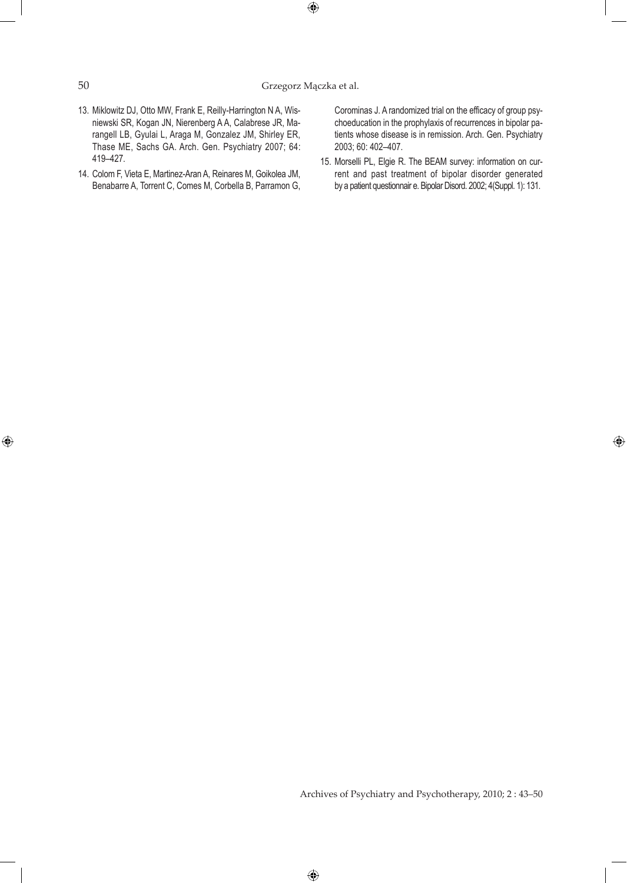13. Miklowitz DJ, Otto MW, Frank E, Reilly-Harrington N A, Wisniewski SR, Kogan JN, Nierenberg A A, Calabrese JR, Marangell LB, Gyulai L, Araga M, Gonzalez JM, Shirley ER, Thase ME, Sachs GA. Arch. Gen. Psychiatry 2007; 64: 419–427.
14. Colom F, Vieta E, Martinez-Aran A, Reinares M, Goikolea JM, Benabarre A, Torrent C, Comes M, Corbella B, Parramon G, Corominas J. A randomized trial on the efficacy of group psychoeducation in the prophylaxis of recurrences in bipolar patients whose disease is in remission. Arch. Gen. Psychiatry 2003; 60: 402–407.
15. Morselli PL, Elgie R. The BEAM survey: information on current and past treatment of bipolar disorder generated by a patient questionnair e. Bipolar Disord. 2002; 4(Suppl. 1): 131.